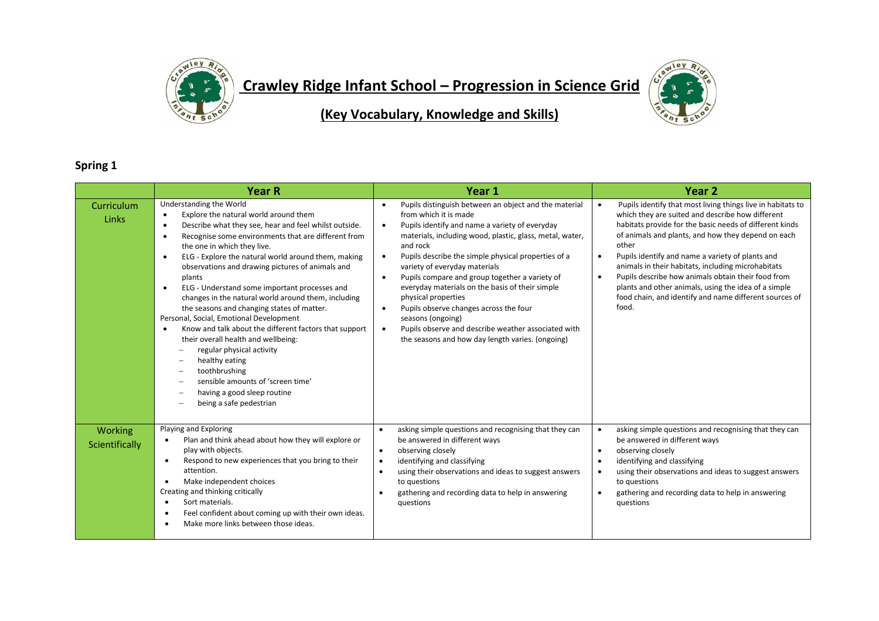# Crawley Ridge Infant School – Progression in Science Grid

## (Key Vocabulary, Knowledge and Skills)

### Spring 1

| | Year R | Year 1 | Year 2 |
|---|---|---|---|
| Curriculum Links | Understanding the World<br>• Explore the natural world around them<br>• Describe what they see, hear and feel whilst outside.<br>• Recognise some environments that are different from the one in which they live.<br>• ELG - Explore the natural world around them, making observations and drawing pictures of animals and plants<br>• ELG - Understand some important processes and changes in the natural world around them, including the seasons and changing states of matter.<br>Personal, Social, Emotional Development<br>• Know and talk about the different factors that support their overall health and wellbeing:<br>– regular physical activity<br>– healthy eating<br>– toothbrushing<br>– sensible amounts of 'screen time'<br>– having a good sleep routine<br>– being a safe pedestrian | • Pupils distinguish between an object and the material from which it is made<br>• Pupils identify and name a variety of everyday materials, including wood, plastic, glass, metal, water, and rock<br>• Pupils describe the simple physical properties of a variety of everyday materials<br>• Pupils compare and group together a variety of everyday materials on the basis of their simple physical properties<br>• Pupils observe changes across the four seasons (ongoing)<br>• Pupils observe and describe weather associated with the seasons and how day length varies. (ongoing) | • Pupils identify that most living things live in habitats to which they are suited and describe how different habitats provide for the basic needs of different kinds of animals and plants, and how they depend on each other<br>• Pupils identify and name a variety of plants and animals in their habitats, including microhabitats<br>• Pupils describe how animals obtain their food from plants and other animals, using the idea of a simple food chain, and identify and name different sources of food. |
| Working Scientifically | Playing and Exploring<br>• Plan and think ahead about how they will explore or play with objects.<br>• Respond to new experiences that you bring to their attention.<br>• Make independent choices<br>Creating and thinking critically<br>• Sort materials.<br>• Feel confident about coming up with their own ideas.<br>• Make more links between those ideas. | • asking simple questions and recognising that they can be answered in different ways<br>• observing closely<br>• identifying and classifying<br>• using their observations and ideas to suggest answers to questions<br>• gathering and recording data to help in answering questions | • asking simple questions and recognising that they can be answered in different ways<br>• observing closely<br>• identifying and classifying<br>• using their observations and ideas to suggest answers to questions<br>• gathering and recording data to help in answering questions |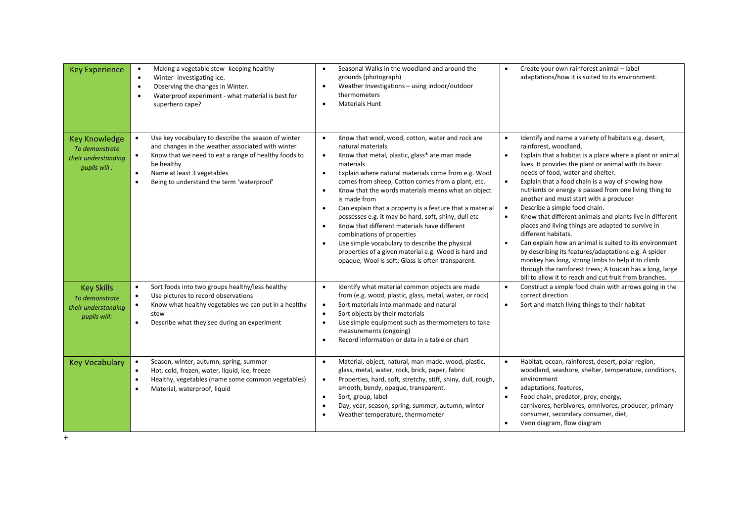| | | | |
|---|---|---|---|
| Key Experience | • Making a vegetable stew- keeping healthy<br>• Winter- investigating ice.<br>• Observing the changes in Winter.<br>• Waterproof experiment - what material is best for superhero cape? | • Seasonal Walks in the woodland and around the grounds (photograph)<br>• Weather Investigations – using indoor/outdoor thermometers<br>• Materials Hunt | • Create your own rainforest animal – label adaptations/how it is suited to its environment. |
| Key Knowledge *To demonstrate their understanding pupils will :* | • Use key vocabulary to describe the season of winter and changes in the weather associated with winter<br>• Know that we need to eat a range of healthy foods to be healthy<br>• Name at least 3 vegetables<br>• Being to understand the term 'waterproof' | • Know that wool, wood, cotton, water and rock are natural materials<br>• Know that metal, plastic, glass* are man made materials<br>• Explain where natural materials come from e.g. Wool comes from sheep, Cotton comes from a plant, etc.<br>• Know that the words materials means what an object is made from<br>• Can explain that a property is a feature that a material possesses e.g. it may be hard, soft, shiny, dull etc<br>• Know that different materials have different combinations of properties<br>• Use simple vocabulary to describe the physical properties of a given material e.g. Wood is hard and opaque; Wool is soft; Glass is often transparent. | • Identify and name a variety of habitats e.g. desert, rainforest, woodland,<br>• Explain that a habitat is a place where a plant or animal lives. It provides the plant or animal with its basic needs of food, water and shelter.<br>• Explain that a food chain is a way of showing how nutrients or energy is passed from one living thing to another and must start with a producer<br>• Describe a simple food chain.<br>• Know that different animals and plants live in different places and living things are adapted to survive in different habitats.<br>• Can explain how an animal is suited to its environment by describing its features/adaptations e.g. A spider monkey has long, strong limbs to help it to climb through the rainforest trees; A toucan has a long, large bill to allow it to reach and cut fruit from branches. |
| Key Skills *To demonstrate their understanding pupils will:* | • Sort foods into two groups healthy/less healthy<br>• Use pictures to record observations<br>• Know what healthy vegetables we can put in a healthy stew<br>• Describe what they see during an experiment | • Identify what material common objects are made from (e.g. wood, plastic, glass, metal, water, or rock)<br>• Sort materials into manmade and natural<br>• Sort objects by their materials<br>• Use simple equipment such as thermometers to take measurements (ongoing)<br>• Record information or data in a table or chart | • Construct a simple food chain with arrows going in the correct direction<br>• Sort and match living things to their habitat |
| Key Vocabulary | • Season, winter, autumn, spring, summer<br>• Hot, cold, frozen, water, liquid, ice, freeze<br>• Healthy, vegetables (name some common vegetables)<br>• Material, waterproof, liquid | • Material, object, natural, man-made, wood, plastic, glass, metal, water, rock, brick, paper, fabric<br>• Properties, hard, soft, stretchy, stiff, shiny, dull, rough, smooth, bendy, opaque, transparent.<br>• Sort, group, label<br>• Day, year, season, spring, summer, autumn, winter<br>• Weather temperature, thermometer | • Habitat, ocean, rainforest, desert, polar region, woodland, seashore, shelter, temperature, conditions, environment<br>• adaptations, features,<br>• Food chain, predator, prey, energy, carnivores, herbivores, omnivores, producer, primary consumer, secondary consumer, diet,<br>• Venn diagram, flow diagram |

+